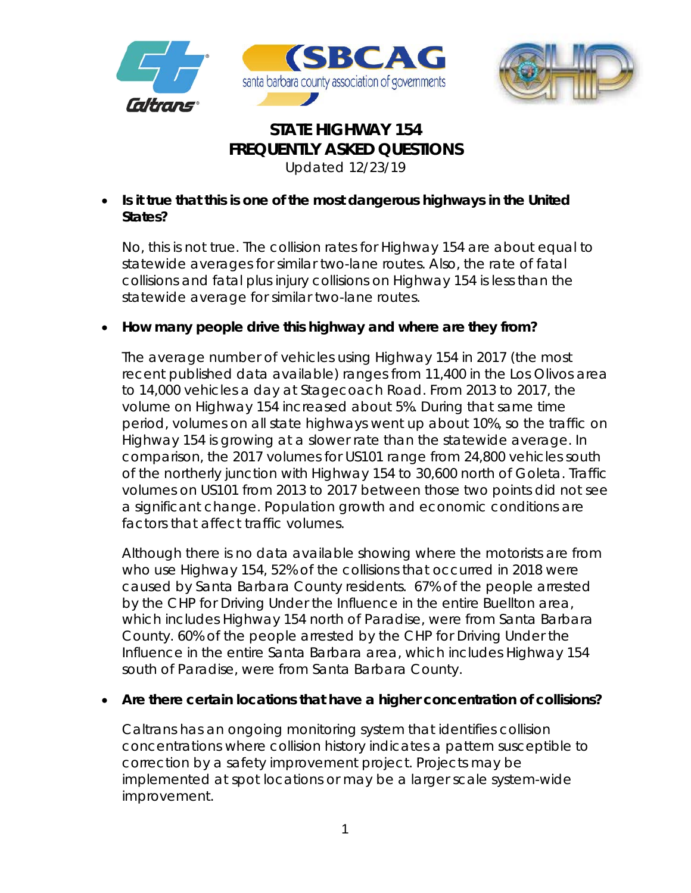# STATE HIGHWAY 154
# FREQUENTLY ASKED QUESTIONS

Updated 12/23/19

- **Is it true that this is one of the most dangerous highways in the United States?**

  No, this is not true. The collision rates for Highway 154 are about equal to statewide averages for similar two-lane routes. Also, the rate of fatal collisions and fatal plus injury collisions on Highway 154 is less than the statewide average for similar two-lane routes.

- **How many people drive this highway and where are they from?**

  The average number of vehicles using Highway 154 in 2017 (the most recent published data available) ranges from 11,400 in the Los Olivos area to 14,000 vehicles a day at Stagecoach Road. From 2013 to 2017, the volume on Highway 154 increased about 5%. During that same time period, volumes on all state highways went up about 10%, so the traffic on Highway 154 is growing at a slower rate than the statewide average. In comparison, the 2017 volumes for US101 range from 24,800 vehicles south of the northerly junction with Highway 154 to 30,600 north of Goleta. Traffic volumes on US101 from 2013 to 2017 between those two points did not see a significant change. Population growth and economic conditions are factors that affect traffic volumes.

  Although there is no data available showing where the motorists are from who use Highway 154, 52% of the collisions that occurred in 2018 were caused by Santa Barbara County residents. 67% of the people arrested by the CHP for Driving Under the Influence in the entire Buellton area, which includes Highway 154 north of Paradise, were from Santa Barbara County. 60% of the people arrested by the CHP for Driving Under the Influence in the entire Santa Barbara area, which includes Highway 154 south of Paradise, were from Santa Barbara County.

- **Are there certain locations that have a higher concentration of collisions?**

  Caltrans has an ongoing monitoring system that identifies collision concentrations where collision history indicates a pattern susceptible to correction by a safety improvement project. Projects may be implemented at spot locations or may be a larger scale system-wide improvement.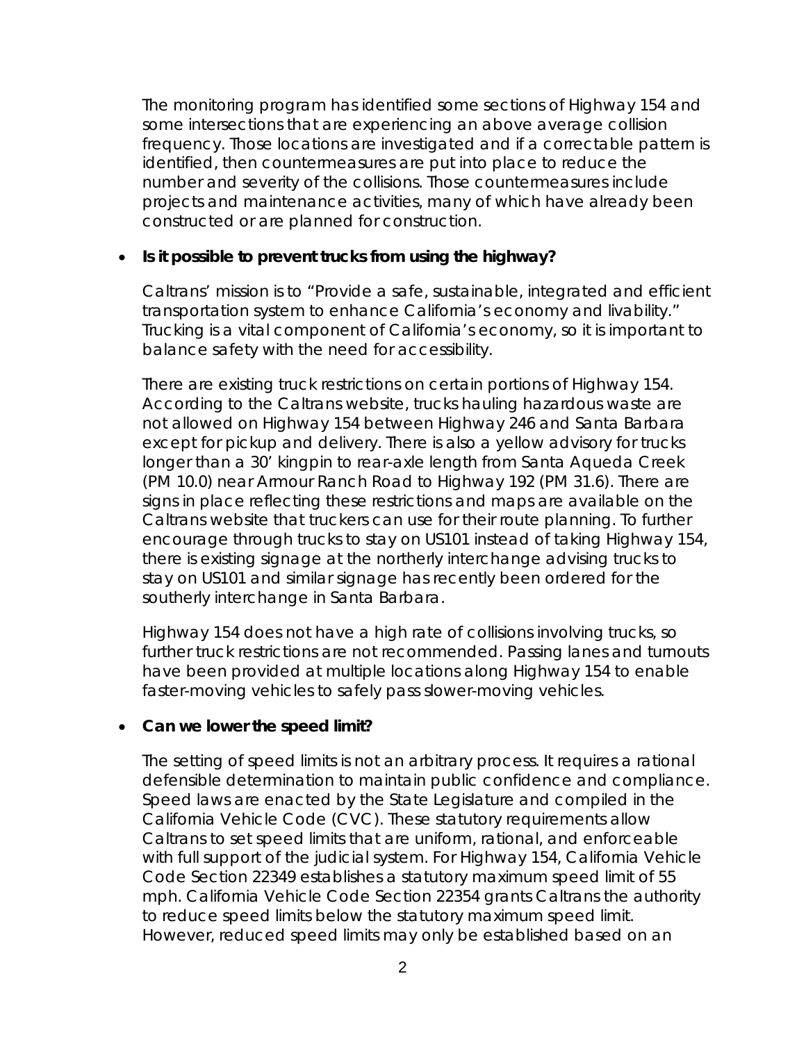The monitoring program has identified some sections of Highway 154 and some intersections that are experiencing an above average collision frequency. Those locations are investigated and if a correctable pattern is identified, then countermeasures are put into place to reduce the number and severity of the collisions. Those countermeasures include projects and maintenance activities, many of which have already been constructed or are planned for construction.

- **Is it possible to prevent trucks from using the highway?**

  Caltrans' mission is to "Provide a safe, sustainable, integrated and efficient transportation system to enhance California's economy and livability." Trucking is a vital component of California's economy, so it is important to balance safety with the need for accessibility.

  There are existing truck restrictions on certain portions of Highway 154. According to the Caltrans website, trucks hauling hazardous waste are not allowed on Highway 154 between Highway 246 and Santa Barbara except for pickup and delivery. There is also a yellow advisory for trucks longer than a 30' kingpin to rear-axle length from Santa Aqueda Creek (PM 10.0) near Armour Ranch Road to Highway 192 (PM 31.6). There are signs in place reflecting these restrictions and maps are available on the Caltrans website that truckers can use for their route planning. To further encourage through trucks to stay on US101 instead of taking Highway 154, there is existing signage at the northerly interchange advising trucks to stay on US101 and similar signage has recently been ordered for the southerly interchange in Santa Barbara.

  Highway 154 does not have a high rate of collisions involving trucks, so further truck restrictions are not recommended. Passing lanes and turnouts have been provided at multiple locations along Highway 154 to enable faster-moving vehicles to safely pass slower-moving vehicles.

- **Can we lower the speed limit?**

  The setting of speed limits is not an arbitrary process. It requires a rational defensible determination to maintain public confidence and compliance. Speed laws are enacted by the State Legislature and compiled in the California Vehicle Code (CVC). These statutory requirements allow Caltrans to set speed limits that are uniform, rational, and enforceable with full support of the judicial system. For Highway 154, California Vehicle Code Section 22349 establishes a statutory maximum speed limit of 55 mph. California Vehicle Code Section 22354 grants Caltrans the authority to reduce speed limits below the statutory maximum speed limit. However, reduced speed limits may only be established based on an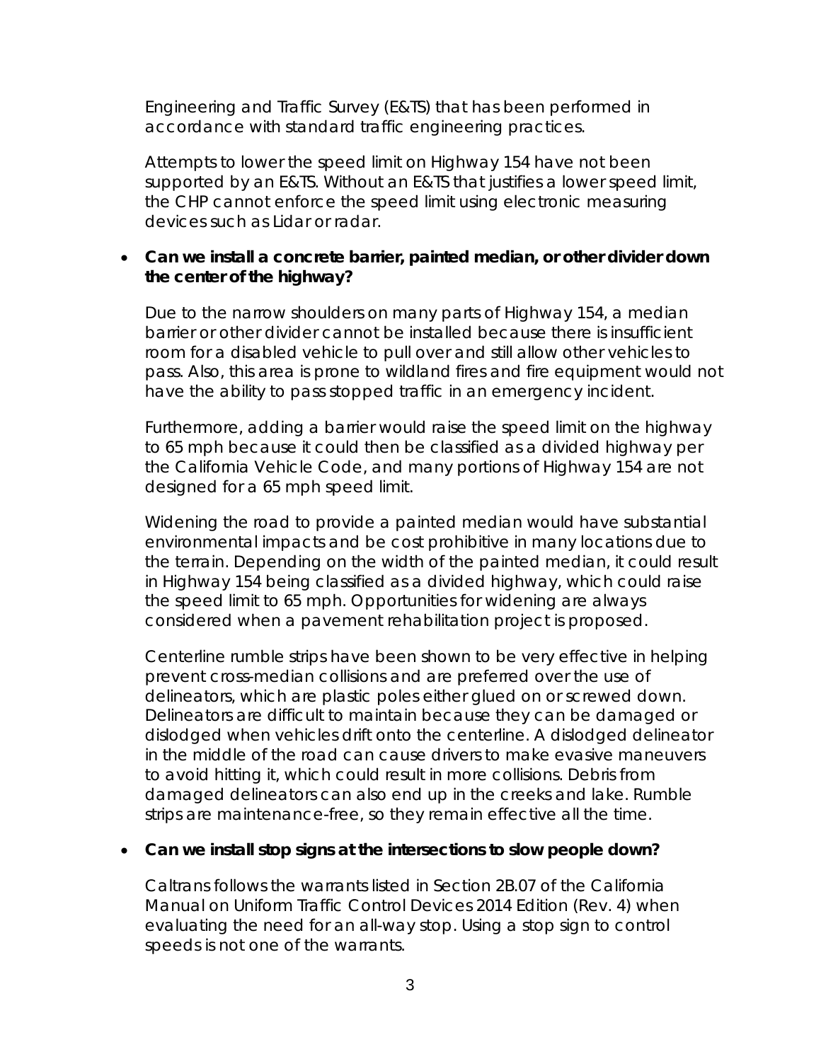Engineering and Traffic Survey (E&TS) that has been performed in accordance with standard traffic engineering practices.

Attempts to lower the speed limit on Highway 154 have not been supported by an E&TS. Without an E&TS that justifies a lower speed limit, the CHP cannot enforce the speed limit using electronic measuring devices such as Lidar or radar.

- **Can we install a concrete barrier, painted median, or other divider down the center of the highway?**

  Due to the narrow shoulders on many parts of Highway 154, a median barrier or other divider cannot be installed because there is insufficient room for a disabled vehicle to pull over and still allow other vehicles to pass. Also, this area is prone to wildland fires and fire equipment would not have the ability to pass stopped traffic in an emergency incident.

  Furthermore, adding a barrier would raise the speed limit on the highway to 65 mph because it could then be classified as a divided highway per the California Vehicle Code, and many portions of Highway 154 are not designed for a 65 mph speed limit.

  Widening the road to provide a painted median would have substantial environmental impacts and be cost prohibitive in many locations due to the terrain. Depending on the width of the painted median, it could result in Highway 154 being classified as a divided highway, which could raise the speed limit to 65 mph. Opportunities for widening are always considered when a pavement rehabilitation project is proposed.

  Centerline rumble strips have been shown to be very effective in helping prevent cross-median collisions and are preferred over the use of delineators, which are plastic poles either glued on or screwed down. Delineators are difficult to maintain because they can be damaged or dislodged when vehicles drift onto the centerline. A dislodged delineator in the middle of the road can cause drivers to make evasive maneuvers to avoid hitting it, which could result in more collisions. Debris from damaged delineators can also end up in the creeks and lake. Rumble strips are maintenance-free, so they remain effective all the time.

- **Can we install stop signs at the intersections to slow people down?**

  Caltrans follows the warrants listed in Section 2B.07 of the California Manual on Uniform Traffic Control Devices 2014 Edition (Rev. 4) when evaluating the need for an all-way stop. Using a stop sign to control speeds is not one of the warrants.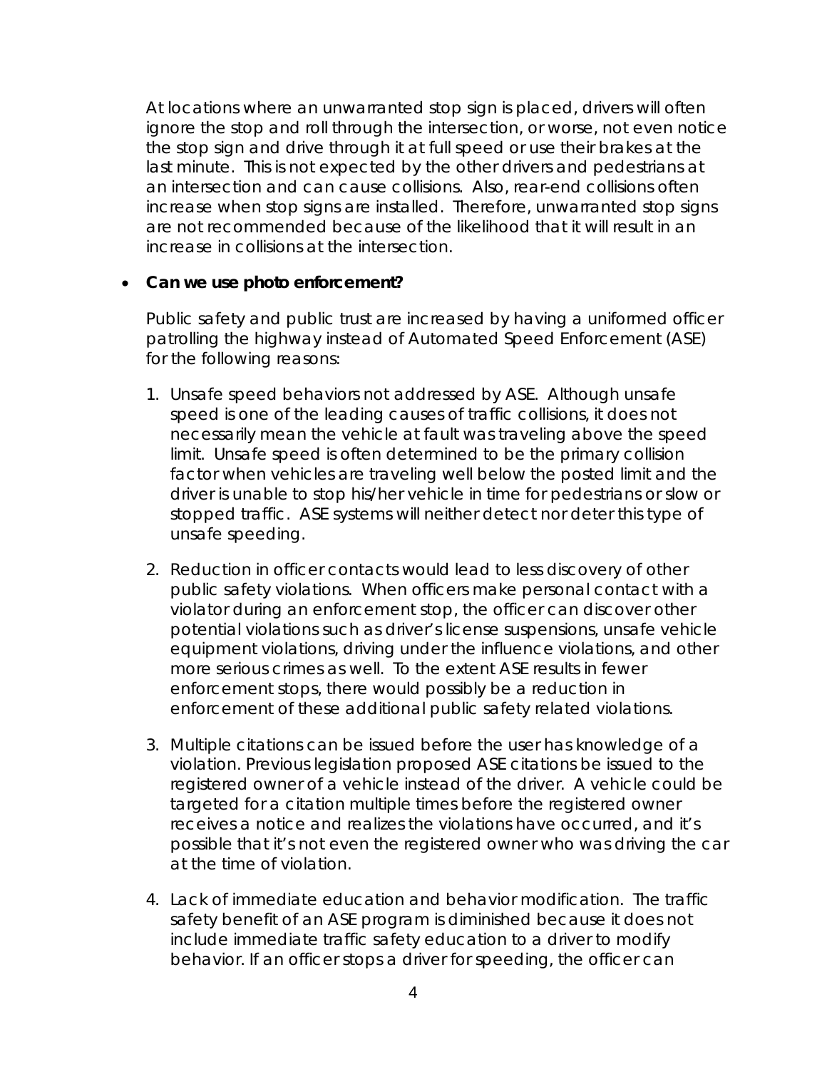At locations where an unwarranted stop sign is placed, drivers will often ignore the stop and roll through the intersection, or worse, not even notice the stop sign and drive through it at full speed or use their brakes at the last minute. This is not expected by the other drivers and pedestrians at an intersection and can cause collisions. Also, rear-end collisions often increase when stop signs are installed. Therefore, unwarranted stop signs are not recommended because of the likelihood that it will result in an increase in collisions at the intersection.

- **Can we use photo enforcement?**

  Public safety and public trust are increased by having a uniformed officer patrolling the highway instead of Automated Speed Enforcement (ASE) for the following reasons:

  1. Unsafe speed behaviors not addressed by ASE. Although unsafe speed is one of the leading causes of traffic collisions, it does not necessarily mean the vehicle at fault was traveling above the speed limit. Unsafe speed is often determined to be the primary collision factor when vehicles are traveling well below the posted limit and the driver is unable to stop his/her vehicle in time for pedestrians or slow or stopped traffic. ASE systems will neither detect nor deter this type of unsafe speeding.

  2. Reduction in officer contacts would lead to less discovery of other public safety violations. When officers make personal contact with a violator during an enforcement stop, the officer can discover other potential violations such as driver's license suspensions, unsafe vehicle equipment violations, driving under the influence violations, and other more serious crimes as well. To the extent ASE results in fewer enforcement stops, there would possibly be a reduction in enforcement of these additional public safety related violations.

  3. Multiple citations can be issued before the user has knowledge of a violation. Previous legislation proposed ASE citations be issued to the registered owner of a vehicle instead of the driver. A vehicle could be targeted for a citation multiple times before the registered owner receives a notice and realizes the violations have occurred, and it's possible that it's not even the registered owner who was driving the car at the time of violation.

  4. Lack of immediate education and behavior modification. The traffic safety benefit of an ASE program is diminished because it does not include immediate traffic safety education to a driver to modify behavior. If an officer stops a driver for speeding, the officer can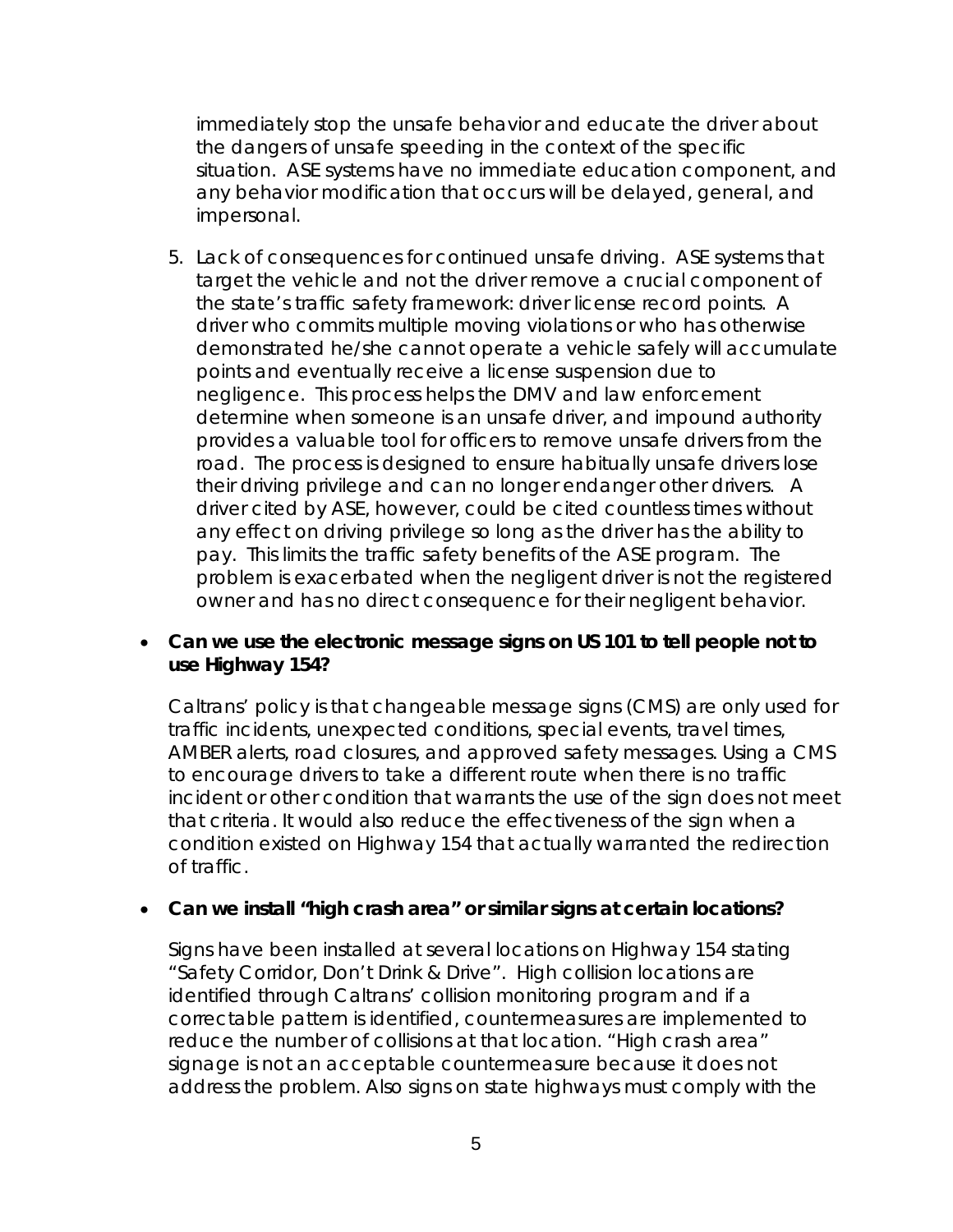immediately stop the unsafe behavior and educate the driver about the dangers of unsafe speeding in the context of the specific situation. ASE systems have no immediate education component, and any behavior modification that occurs will be delayed, general, and impersonal.

5. Lack of consequences for continued unsafe driving. ASE systems that target the vehicle and not the driver remove a crucial component of the state's traffic safety framework: driver license record points. A driver who commits multiple moving violations or who has otherwise demonstrated he/she cannot operate a vehicle safely will accumulate points and eventually receive a license suspension due to negligence. This process helps the DMV and law enforcement determine when someone is an unsafe driver, and impound authority provides a valuable tool for officers to remove unsafe drivers from the road. The process is designed to ensure habitually unsafe drivers lose their driving privilege and can no longer endanger other drivers. A driver cited by ASE, however, could be cited countless times without any effect on driving privilege so long as the driver has the ability to pay. This limits the traffic safety benefits of the ASE program. The problem is exacerbated when the negligent driver is not the registered owner and has no direct consequence for their negligent behavior.

- **Can we use the electronic message signs on US 101 to tell people not to use Highway 154?**

  Caltrans' policy is that changeable message signs (CMS) are only used for traffic incidents, unexpected conditions, special events, travel times, AMBER alerts, road closures, and approved safety messages. Using a CMS to encourage drivers to take a different route when there is no traffic incident or other condition that warrants the use of the sign does not meet that criteria. It would also reduce the effectiveness of the sign when a condition existed on Highway 154 that actually warranted the redirection of traffic.

- **Can we install "high crash area" or similar signs at certain locations?**

  Signs have been installed at several locations on Highway 154 stating "Safety Corridor, Don't Drink & Drive". High collision locations are identified through Caltrans' collision monitoring program and if a correctable pattern is identified, countermeasures are implemented to reduce the number of collisions at that location. "High crash area" signage is not an acceptable countermeasure because it does not address the problem. Also signs on state highways must comply with the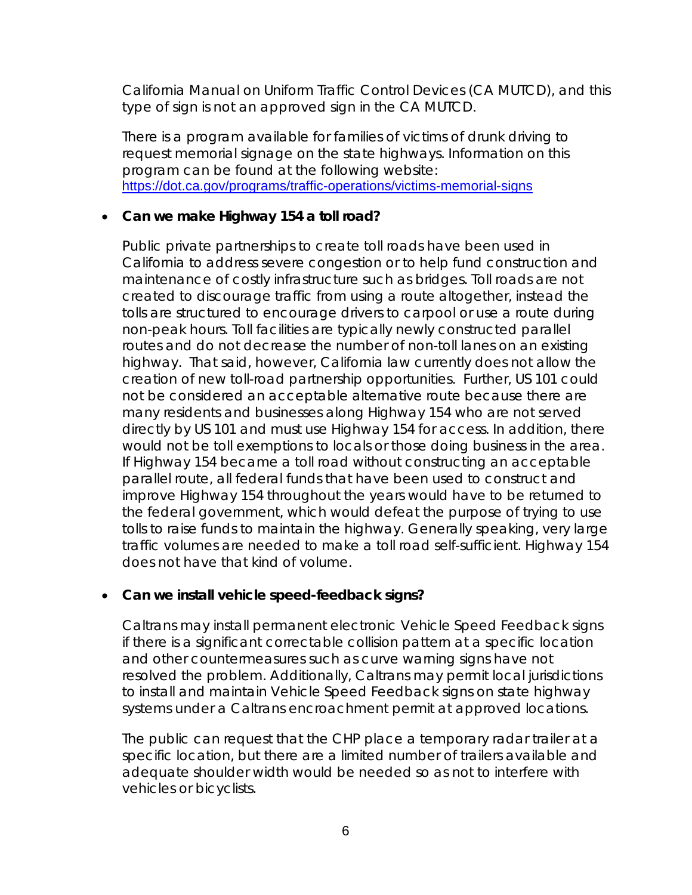California Manual on Uniform Traffic Control Devices (CA MUTCD), and this type of sign is not an approved sign in the CA MUTCD.

There is a program available for families of victims of drunk driving to request memorial signage on the state highways. Information on this program can be found at the following website: https://dot.ca.gov/programs/traffic-operations/victims-memorial-signs

- **Can we make Highway 154 a toll road?**

  Public private partnerships to create toll roads have been used in California to address severe congestion or to help fund construction and maintenance of costly infrastructure such as bridges. Toll roads are not created to discourage traffic from using a route altogether, instead the tolls are structured to encourage drivers to carpool or use a route during non-peak hours. Toll facilities are typically newly constructed parallel routes and do not decrease the number of non-toll lanes on an existing highway. That said, however, California law currently does not allow the creation of new toll-road partnership opportunities. Further, US 101 could not be considered an acceptable alternative route because there are many residents and businesses along Highway 154 who are not served directly by US 101 and must use Highway 154 for access. In addition, there would not be toll exemptions to locals or those doing business in the area. If Highway 154 became a toll road without constructing an acceptable parallel route, all federal funds that have been used to construct and improve Highway 154 throughout the years would have to be returned to the federal government, which would defeat the purpose of trying to use tolls to raise funds to maintain the highway. Generally speaking, very large traffic volumes are needed to make a toll road self-sufficient. Highway 154 does not have that kind of volume.

- **Can we install vehicle speed-feedback signs?**

  Caltrans may install permanent electronic Vehicle Speed Feedback signs if there is a significant correctable collision pattern at a specific location and other countermeasures such as curve warning signs have not resolved the problem. Additionally, Caltrans may permit local jurisdictions to install and maintain Vehicle Speed Feedback signs on state highway systems under a Caltrans encroachment permit at approved locations.

  The public can request that the CHP place a temporary radar trailer at a specific location, but there are a limited number of trailers available and adequate shoulder width would be needed so as not to interfere with vehicles or bicyclists.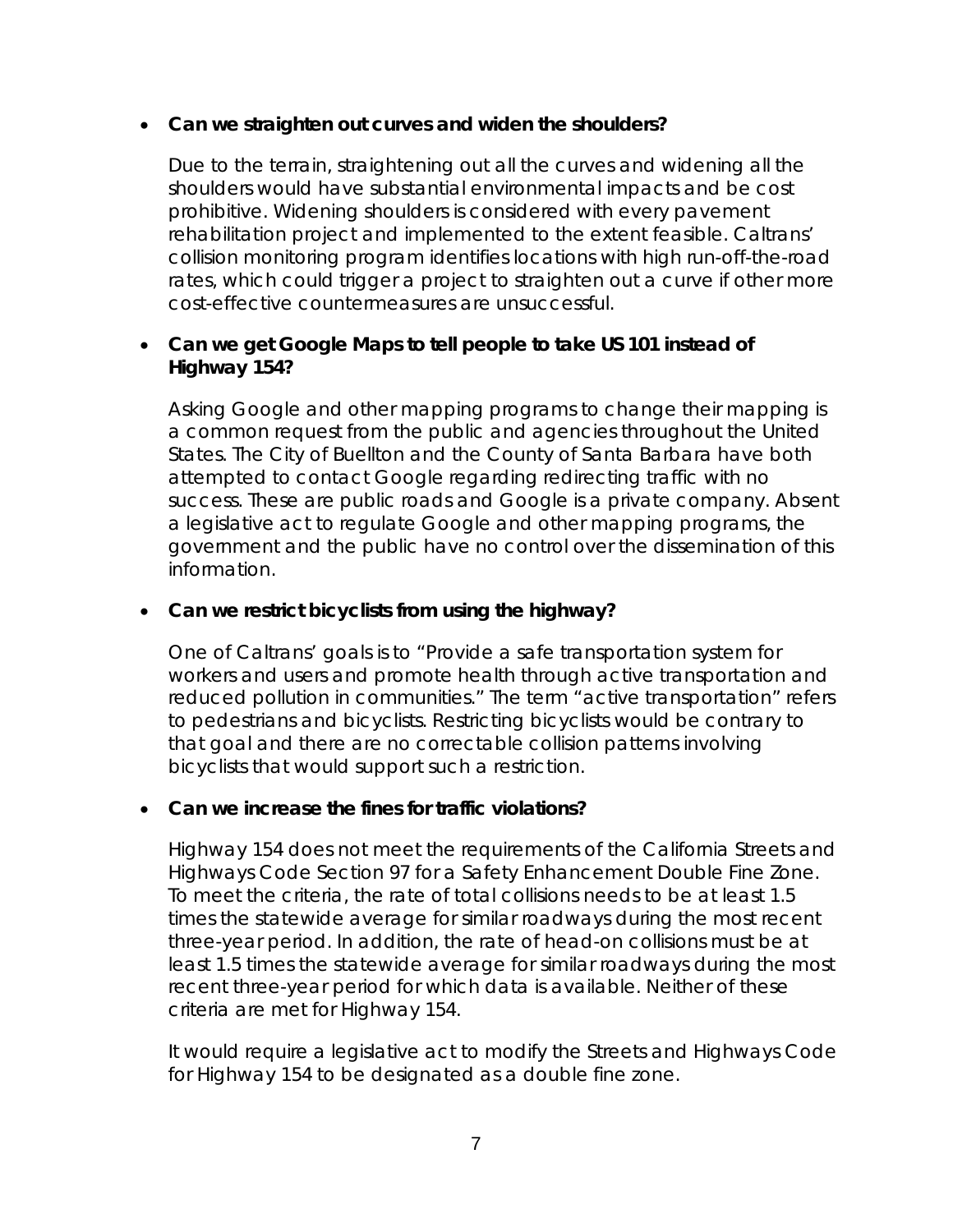- **Can we straighten out curves and widen the shoulders?**

  Due to the terrain, straightening out all the curves and widening all the shoulders would have substantial environmental impacts and be cost prohibitive. Widening shoulders is considered with every pavement rehabilitation project and implemented to the extent feasible. Caltrans' collision monitoring program identifies locations with high run-off-the-road rates, which could trigger a project to straighten out a curve if other more cost-effective countermeasures are unsuccessful.

- **Can we get Google Maps to tell people to take US 101 instead of Highway 154?**

  Asking Google and other mapping programs to change their mapping is a common request from the public and agencies throughout the United States. The City of Buellton and the County of Santa Barbara have both attempted to contact Google regarding redirecting traffic with no success. These are public roads and Google is a private company. Absent a legislative act to regulate Google and other mapping programs, the government and the public have no control over the dissemination of this information.

- **Can we restrict bicyclists from using the highway?**

  One of Caltrans' goals is to "Provide a safe transportation system for workers and users and promote health through active transportation and reduced pollution in communities." The term "active transportation" refers to pedestrians and bicyclists. Restricting bicyclists would be contrary to that goal and there are no correctable collision patterns involving bicyclists that would support such a restriction.

- **Can we increase the fines for traffic violations?**

  Highway 154 does not meet the requirements of the California Streets and Highways Code Section 97 for a Safety Enhancement Double Fine Zone. To meet the criteria, the rate of total collisions needs to be at least 1.5 times the statewide average for similar roadways during the most recent three-year period. In addition, the rate of head-on collisions must be at least 1.5 times the statewide average for similar roadways during the most recent three-year period for which data is available. Neither of these criteria are met for Highway 154.

  It would require a legislative act to modify the Streets and Highways Code for Highway 154 to be designated as a double fine zone.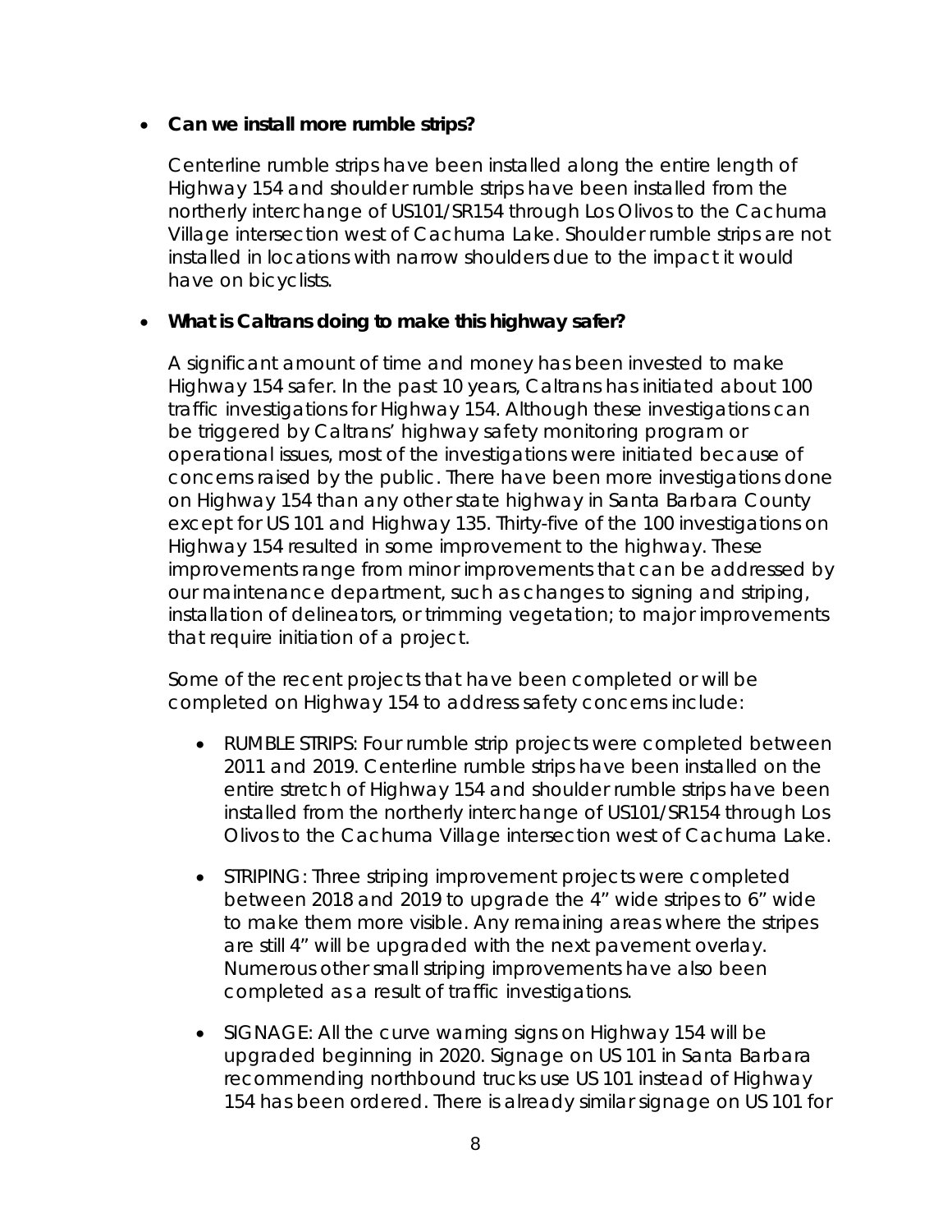- **Can we install more rumble strips?**

  Centerline rumble strips have been installed along the entire length of Highway 154 and shoulder rumble strips have been installed from the northerly interchange of US101/SR154 through Los Olivos to the Cachuma Village intersection west of Cachuma Lake. Shoulder rumble strips are not installed in locations with narrow shoulders due to the impact it would have on bicyclists.

- **What is Caltrans doing to make this highway safer?**

  A significant amount of time and money has been invested to make Highway 154 safer. In the past 10 years, Caltrans has initiated about 100 traffic investigations for Highway 154. Although these investigations can be triggered by Caltrans' highway safety monitoring program or operational issues, most of the investigations were initiated because of concerns raised by the public. There have been more investigations done on Highway 154 than any other state highway in Santa Barbara County except for US 101 and Highway 135. Thirty-five of the 100 investigations on Highway 154 resulted in some improvement to the highway. These improvements range from minor improvements that can be addressed by our maintenance department, such as changes to signing and striping, installation of delineators, or trimming vegetation; to major improvements that require initiation of a project.

  Some of the recent projects that have been completed or will be completed on Highway 154 to address safety concerns include:

  - RUMBLE STRIPS: Four rumble strip projects were completed between 2011 and 2019. Centerline rumble strips have been installed on the entire stretch of Highway 154 and shoulder rumble strips have been installed from the northerly interchange of US101/SR154 through Los Olivos to the Cachuma Village intersection west of Cachuma Lake.

  - STRIPING: Three striping improvement projects were completed between 2018 and 2019 to upgrade the 4" wide stripes to 6" wide to make them more visible. Any remaining areas where the stripes are still 4" will be upgraded with the next pavement overlay. Numerous other small striping improvements have also been completed as a result of traffic investigations.

  - SIGNAGE: All the curve warning signs on Highway 154 will be upgraded beginning in 2020. Signage on US 101 in Santa Barbara recommending northbound trucks use US 101 instead of Highway 154 has been ordered. There is already similar signage on US 101 for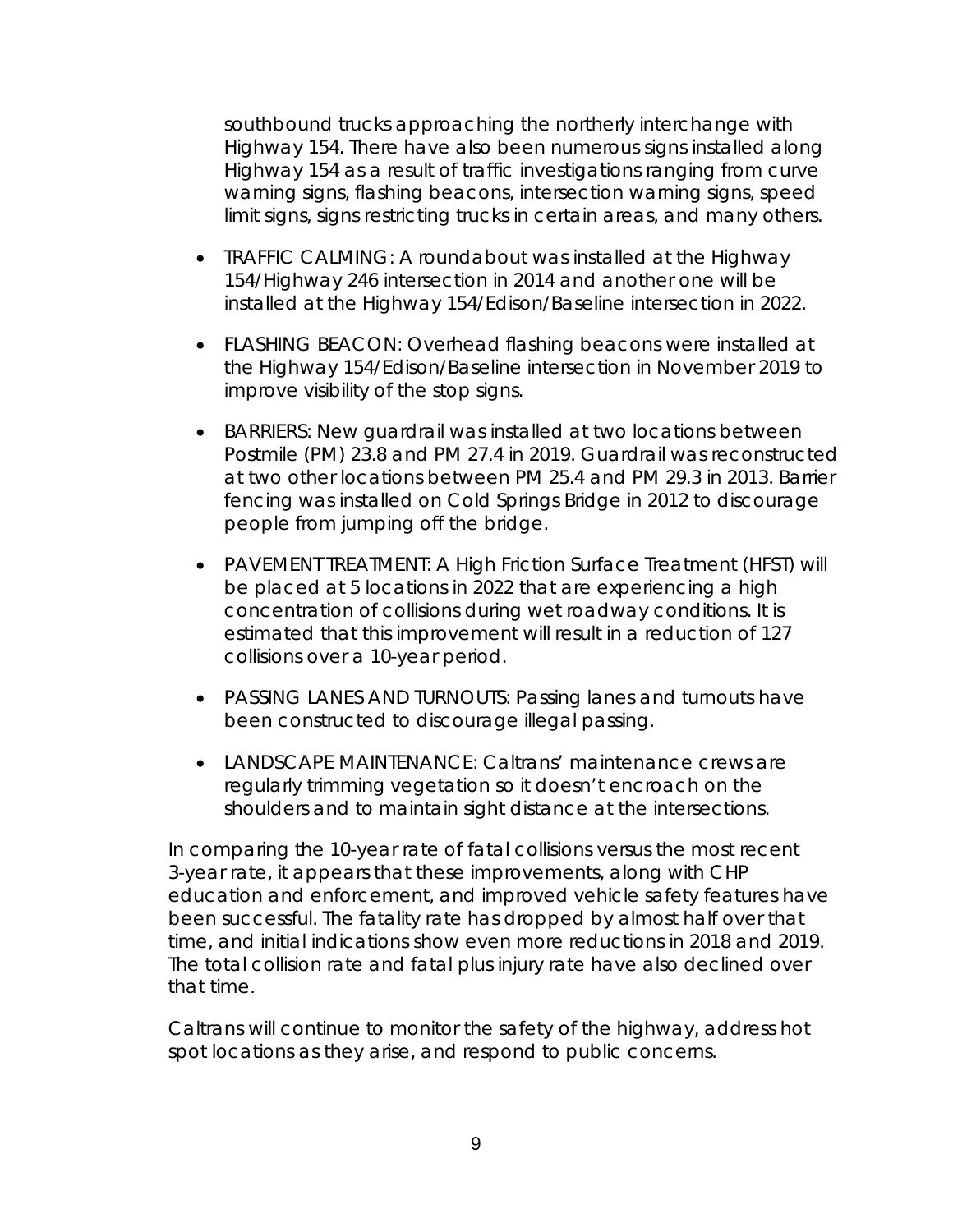southbound trucks approaching the northerly interchange with Highway 154. There have also been numerous signs installed along Highway 154 as a result of traffic investigations ranging from curve warning signs, flashing beacons, intersection warning signs, speed limit signs, signs restricting trucks in certain areas, and many others.

- TRAFFIC CALMING: A roundabout was installed at the Highway 154/Highway 246 intersection in 2014 and another one will be installed at the Highway 154/Edison/Baseline intersection in 2022.
- FLASHING BEACON: Overhead flashing beacons were installed at the Highway 154/Edison/Baseline intersection in November 2019 to improve visibility of the stop signs.
- BARRIERS: New guardrail was installed at two locations between Postmile (PM) 23.8 and PM 27.4 in 2019. Guardrail was reconstructed at two other locations between PM 25.4 and PM 29.3 in 2013. Barrier fencing was installed on Cold Springs Bridge in 2012 to discourage people from jumping off the bridge.
- PAVEMENT TREATMENT: A High Friction Surface Treatment (HFST) will be placed at 5 locations in 2022 that are experiencing a high concentration of collisions during wet roadway conditions. It is estimated that this improvement will result in a reduction of 127 collisions over a 10-year period.
- PASSING LANES AND TURNOUTS: Passing lanes and turnouts have been constructed to discourage illegal passing.
- LANDSCAPE MAINTENANCE: Caltrans' maintenance crews are regularly trimming vegetation so it doesn't encroach on the shoulders and to maintain sight distance at the intersections.

In comparing the 10-year rate of fatal collisions versus the most recent 3-year rate, it appears that these improvements, along with CHP education and enforcement, and improved vehicle safety features have been successful. The fatality rate has dropped by almost half over that time, and initial indications show even more reductions in 2018 and 2019. The total collision rate and fatal plus injury rate have also declined over that time.

Caltrans will continue to monitor the safety of the highway, address hot spot locations as they arise, and respond to public concerns.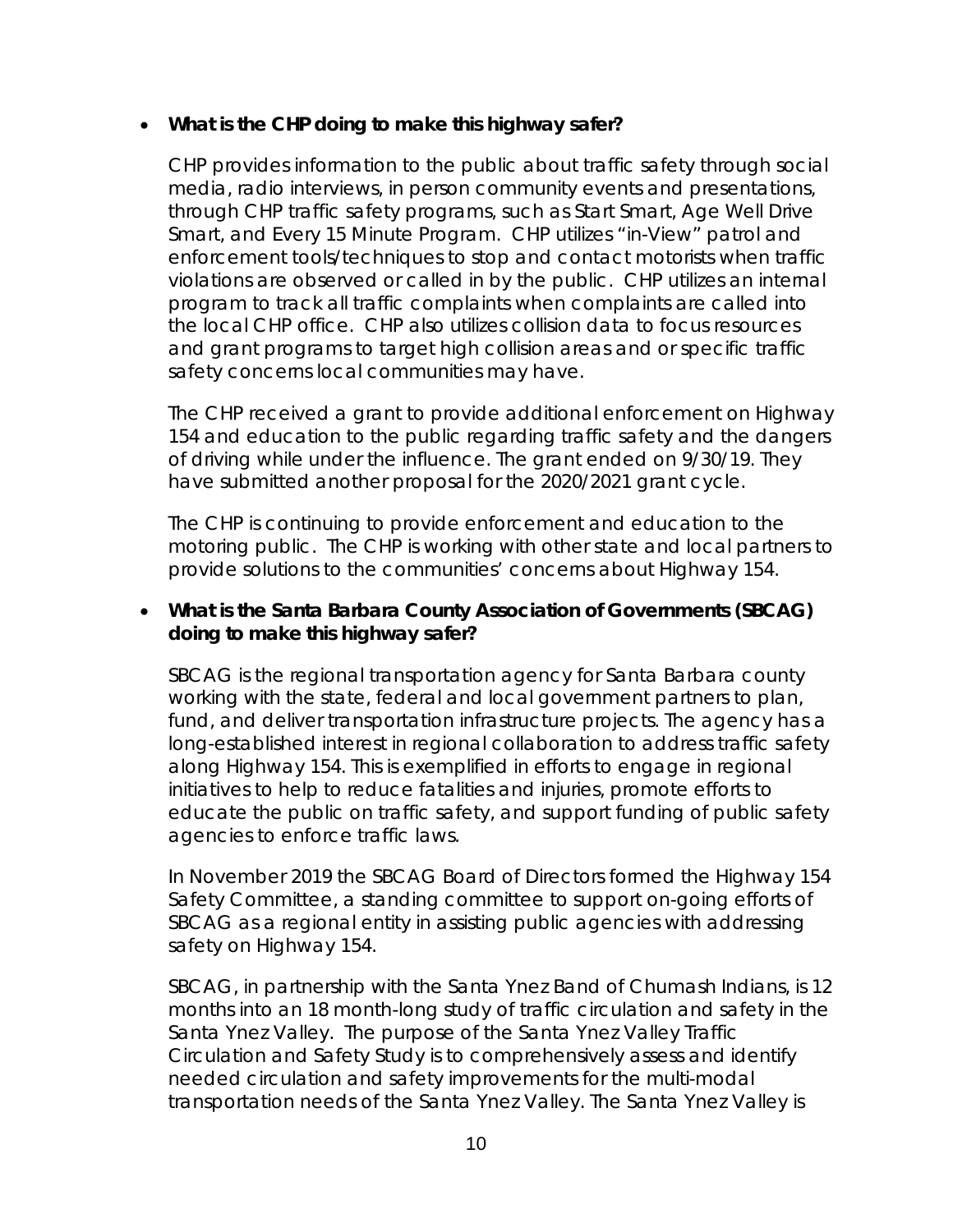- **What is the CHP doing to make this highway safer?**

  CHP provides information to the public about traffic safety through social media, radio interviews, in person community events and presentations, through CHP traffic safety programs, such as Start Smart, Age Well Drive Smart, and Every 15 Minute Program. CHP utilizes "in-View" patrol and enforcement tools/techniques to stop and contact motorists when traffic violations are observed or called in by the public. CHP utilizes an internal program to track all traffic complaints when complaints are called into the local CHP office. CHP also utilizes collision data to focus resources and grant programs to target high collision areas and or specific traffic safety concerns local communities may have.

  The CHP received a grant to provide additional enforcement on Highway 154 and education to the public regarding traffic safety and the dangers of driving while under the influence. The grant ended on 9/30/19. They have submitted another proposal for the 2020/2021 grant cycle.

  The CHP is continuing to provide enforcement and education to the motoring public. The CHP is working with other state and local partners to provide solutions to the communities' concerns about Highway 154.

- **What is the Santa Barbara County Association of Governments (SBCAG) doing to make this highway safer?**

  SBCAG is the regional transportation agency for Santa Barbara county working with the state, federal and local government partners to plan, fund, and deliver transportation infrastructure projects. The agency has a long-established interest in regional collaboration to address traffic safety along Highway 154. This is exemplified in efforts to engage in regional initiatives to help to reduce fatalities and injuries, promote efforts to educate the public on traffic safety, and support funding of public safety agencies to enforce traffic laws.

  In November 2019 the SBCAG Board of Directors formed the Highway 154 Safety Committee, a standing committee to support on-going efforts of SBCAG as a regional entity in assisting public agencies with addressing safety on Highway 154.

  SBCAG, in partnership with the Santa Ynez Band of Chumash Indians, is 12 months into an 18 month-long study of traffic circulation and safety in the Santa Ynez Valley. The purpose of the Santa Ynez Valley Traffic Circulation and Safety Study is to comprehensively assess and identify needed circulation and safety improvements for the multi-modal transportation needs of the Santa Ynez Valley. The Santa Ynez Valley is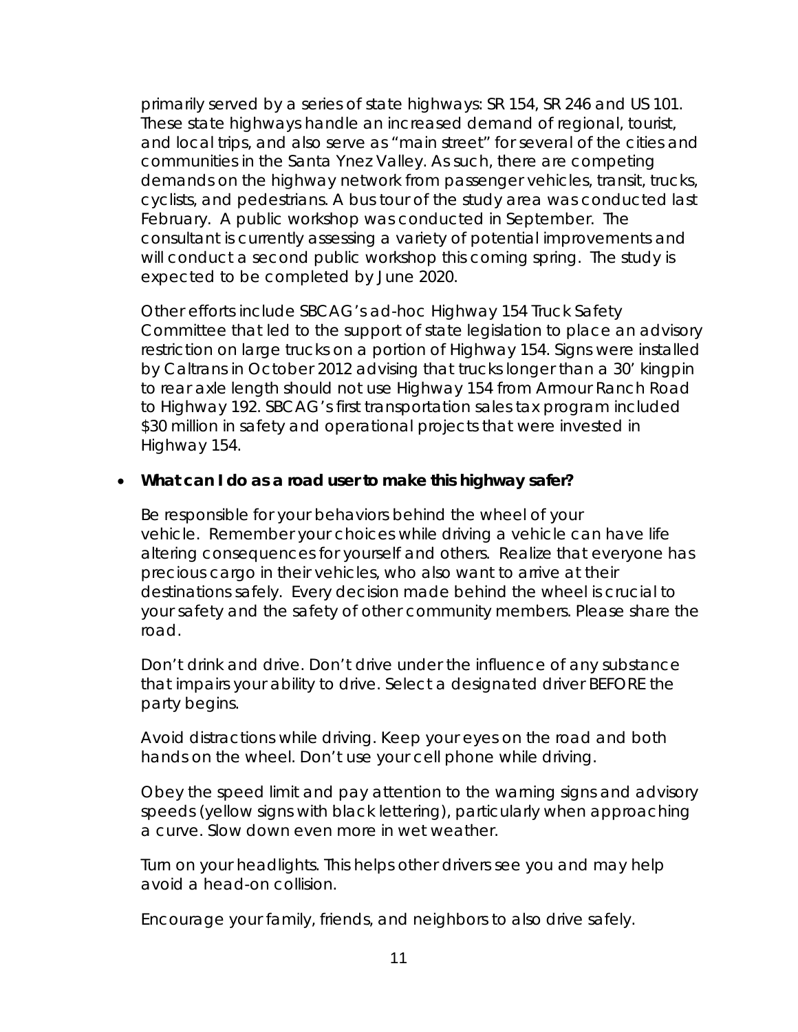primarily served by a series of state highways: SR 154, SR 246 and US 101. These state highways handle an increased demand of regional, tourist, and local trips, and also serve as "main street" for several of the cities and communities in the Santa Ynez Valley. As such, there are competing demands on the highway network from passenger vehicles, transit, trucks, cyclists, and pedestrians. A bus tour of the study area was conducted last February. A public workshop was conducted in September. The consultant is currently assessing a variety of potential improvements and will conduct a second public workshop this coming spring. The study is expected to be completed by June 2020.

Other efforts include SBCAG's ad-hoc Highway 154 Truck Safety Committee that led to the support of state legislation to place an advisory restriction on large trucks on a portion of Highway 154. Signs were installed by Caltrans in October 2012 advising that trucks longer than a 30' kingpin to rear axle length should not use Highway 154 from Armour Ranch Road to Highway 192. SBCAG's first transportation sales tax program included $30 million in safety and operational projects that were invested in Highway 154.

- **What can I do as a road user to make this highway safer?**

  Be responsible for your behaviors behind the wheel of your vehicle. Remember your choices while driving a vehicle can have life altering consequences for yourself and others. Realize that everyone has precious cargo in their vehicles, who also want to arrive at their destinations safely. Every decision made behind the wheel is crucial to your safety and the safety of other community members. Please share the road.

  Don't drink and drive. Don't drive under the influence of any substance that impairs your ability to drive. Select a designated driver BEFORE the party begins.

  Avoid distractions while driving. Keep your eyes on the road and both hands on the wheel. Don't use your cell phone while driving.

  Obey the speed limit and pay attention to the warning signs and advisory speeds (yellow signs with black lettering), particularly when approaching a curve. Slow down even more in wet weather.

  Turn on your headlights. This helps other drivers see you and may help avoid a head-on collision.

  Encourage your family, friends, and neighbors to also drive safely.